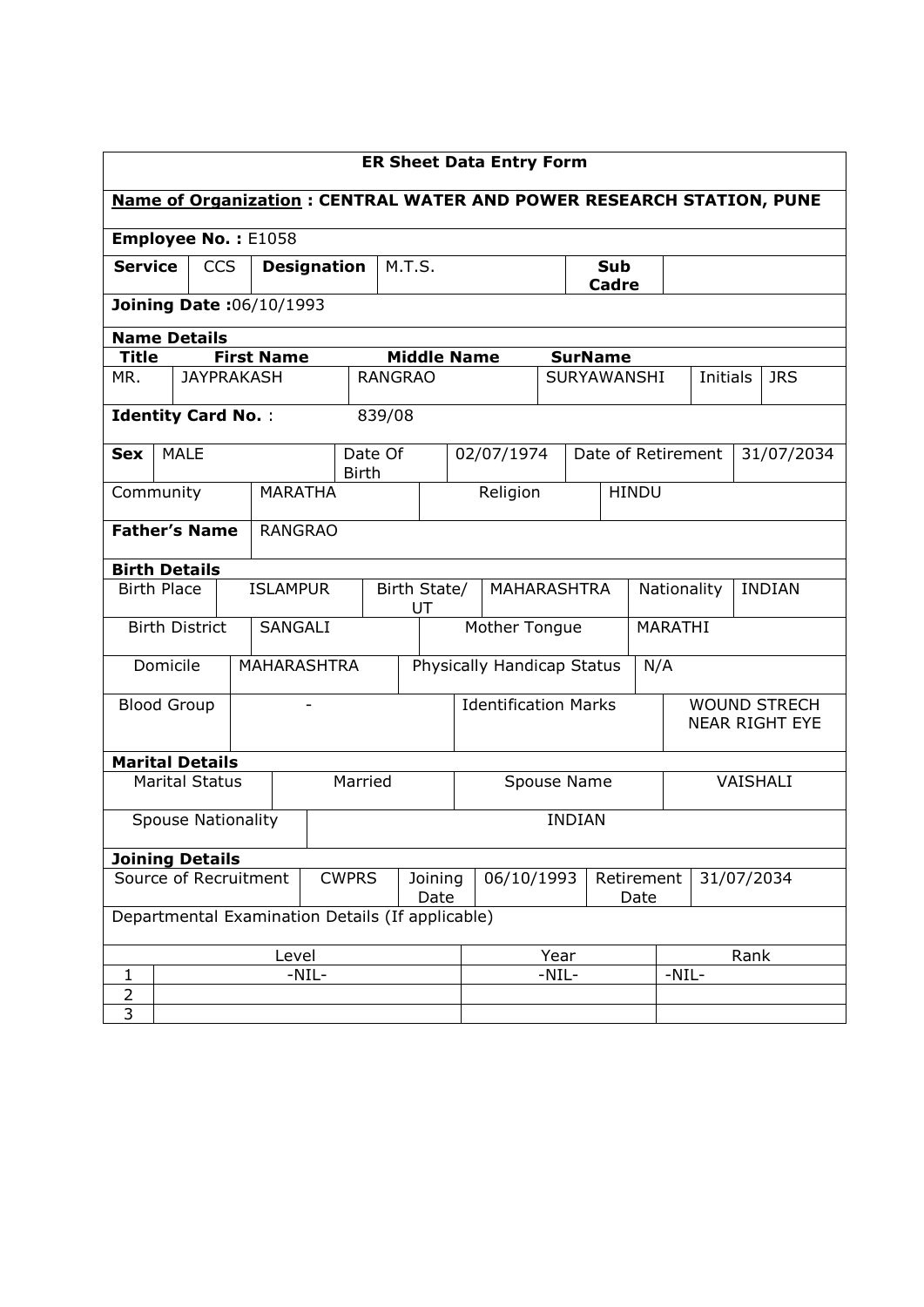**ER Sheet Data Entry Form**

**Name of Organization : CENTRAL WATER AND POWER RESEARCH STATION, PUNE**

**Employee No. :** E1058

| **Service** | CCS | **Designation** | M.T.S. | **Sub Cadre** | |
|---|---|---|---|---|---|

**Joining Date :**06/10/1993

**Name Details**

| **Title** | **First Name** | **Middle Name** | **SurName** | | |
|---|---|---|---|---|---|
| MR. | JAYPRAKASH | RANGRAO | SURYAWANSHI | Initials | JRS |

**Identity Card No.** : 839/08

| **Sex** | MALE | Date Of Birth | 02/07/1974 | Date of Retirement | 31/07/2034 |
|---|---|---|---|---|---|

| Community | MARATHA | Religion | HINDU |
|---|---|---|---|

| **Father's Name** | RANGRAO |
|---|---|

**Birth Details**

| Birth Place | ISLAMPUR | Birth State/ UT | MAHARASHTRA | Nationality | INDIAN |
|---|---|---|---|---|---|
| Birth District | SANGALI | Mother Tongue | MARATHI | | |
| Domicile | MAHARASHTRA | Physically Handicap Status | N/A | | |
| Blood Group | - | Identification Marks | WOUND STRECH NEAR RIGHT EYE | | |

**Marital Details**

| Marital Status | Married | Spouse Name | VAISHALI |
|---|---|---|---|
| Spouse Nationality | INDIAN | | |

**Joining Details**

| Source of Recruitment | CWPRS | Joining Date | 06/10/1993 | Retirement Date | 31/07/2034 |
|---|---|---|---|---|---|

Departmental Examination Details (If applicable)

| | Level | Year | Rank |
|---|---|---|---|
| 1 | -NIL- | -NIL- | -NIL- |
| 2 | | | |
| 3 | | | |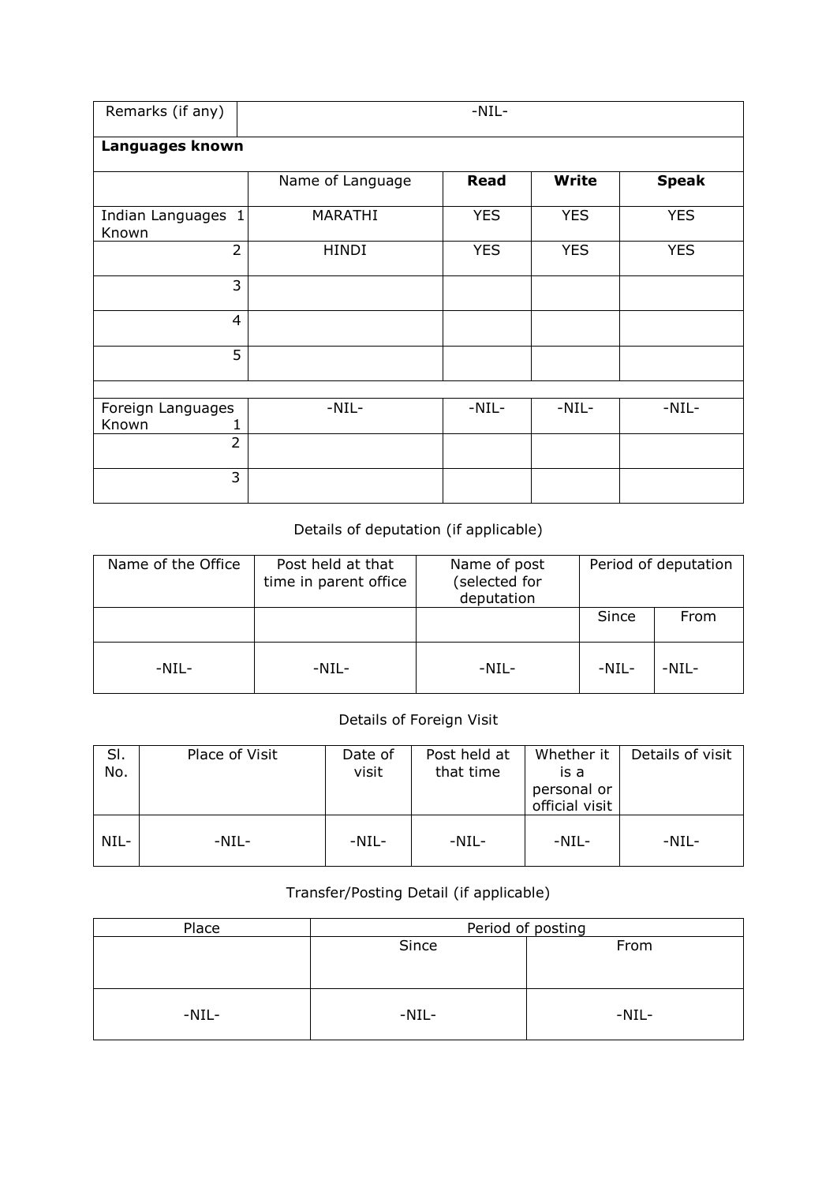| Remarks (if any) | -NIL- | | | |
|---|---|---|---|---|
| **Languages known** | | | | |
| | Name of Language | **Read** | **Write** | **Speak** |
| Indian Languages Known 1 | MARATHI | YES | YES | YES |
| 2 | HINDI | YES | YES | YES |
| 3 | | | | |
| 4 | | | | |
| 5 | | | | |
| | | | | |
| Foreign Languages Known 1 | -NIL- | -NIL- | -NIL- | -NIL- |
| 2 | | | | |
| 3 | | | | |

Details of deputation (if applicable)

| Name of the Office | Post held at that time in parent office | Name of post (selected for deputation | Period of deputation | |
|---|---|---|---|---|
| | | | Since | From |
| -NIL- | -NIL- | -NIL- | -NIL- | -NIL- |

Details of Foreign Visit

| Sl. No. | Place of Visit | Date of visit | Post held at that time | Whether it is a personal or official visit | Details of visit |
|---|---|---|---|---|---|
| NIL- | -NIL- | -NIL- | -NIL- | -NIL- | -NIL- |

Transfer/Posting Detail (if applicable)

| Place | Period of posting | |
|---|---|---|
| | Since | From |
| -NIL- | -NIL- | -NIL- |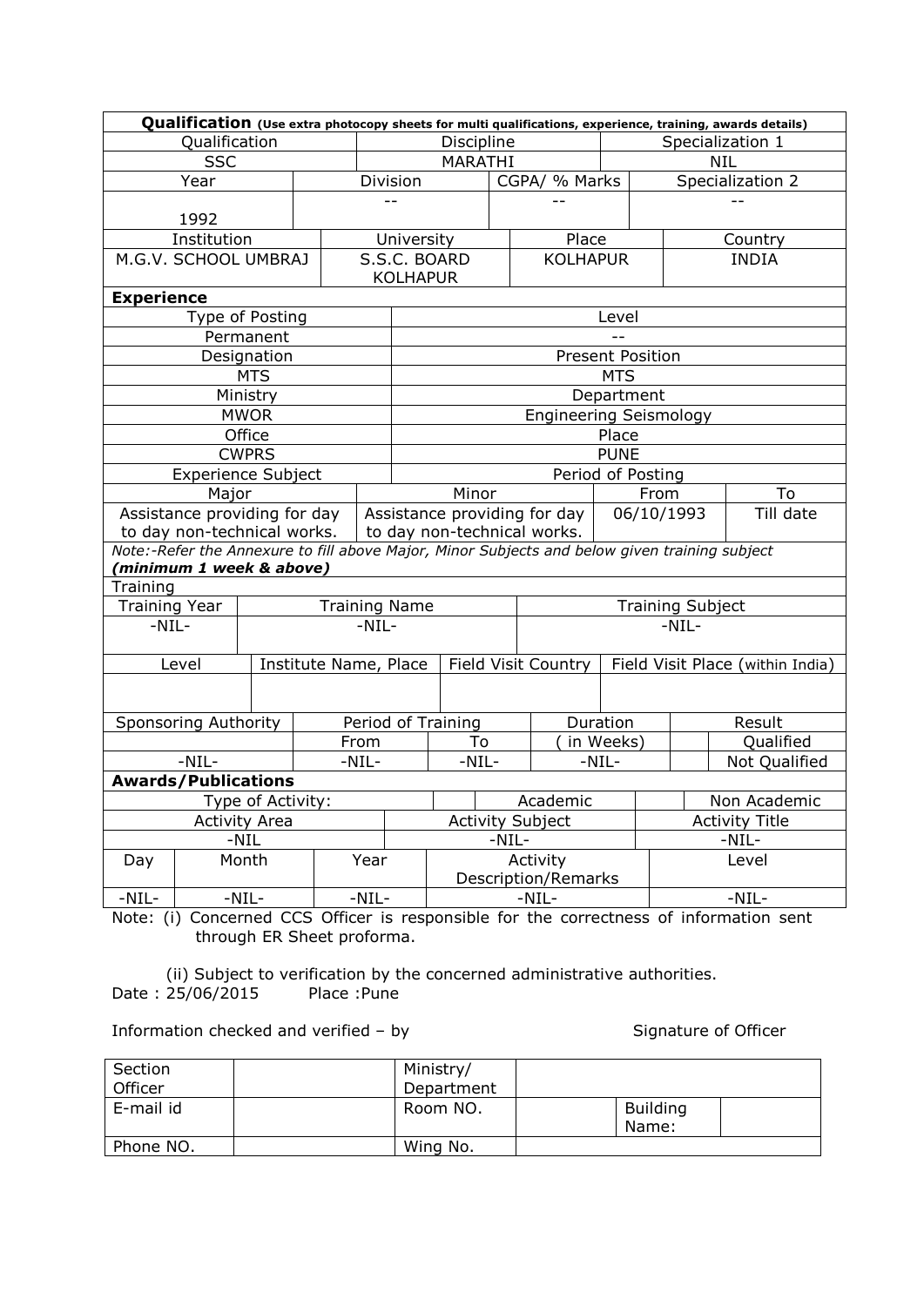**Qualification** (Use extra photocopy sheets for multi qualifications, experience, training, awards details)

| Qualification | Discipline | Specialization 1 |
|---|---|---|
| SSC | MARATHI | NIL |

| Year | Division | CGPA/ % Marks | Specialization 2 |
|---|---|---|---|
| 1992 | -- | -- | -- |

| Institution | University | Place | Country |
|---|---|---|---|
| M.G.V. SCHOOL UMBRAJ | S.S.C. BOARD KOLHAPUR | KOLHAPUR | INDIA |

**Experience**

| Type of Posting | Level |
|---|---|
| Permanent | -- |
| **Designation** | **Present Position** |
| MTS | MTS |
| **Ministry** | **Department** |
| MWOR | Engineering Seismology |
| **Office** | **Place** |
| CWPRS | PUNE |

| Experience Subject | | Period of Posting | |
|---|---|---|---|
| Major | Minor | From | To |
| Assistance providing for day to day non-technical works. | Assistance providing for day to day non-technical works. | 06/10/1993 | Till date |

*Note:-Refer the Annexure to fill above Major, Minor Subjects and below given training subject* ***(minimum 1 week & above)***

Training

| Training Year | Training Name | Training Subject |
|---|---|---|
| -NIL- | -NIL- | -NIL- |

| Level | Institute Name, Place | Field Visit Country | Field Visit Place (within India) |
|---|---|---|---|
| | | | |

| Sponsoring Authority | Period of Training | | Duration | Result |
|---|---|---|---|---|
| | From | To | ( in Weeks) | Qualified |
| -NIL- | -NIL- | -NIL- | -NIL- | Not Qualified |

**Awards/Publications**

| Type of Activity: | Academic | Non Academic |
|---|---|---|
| **Activity Area** | **Activity Subject** | **Activity Title** |
| -NIL | -NIL- | -NIL- |

| Day | Month | Year | Activity Description/Remarks | Level |
|---|---|---|---|---|
| -NIL- | -NIL- | -NIL- | -NIL- | -NIL- |

Note: (i) Concerned CCS Officer is responsible for the correctness of information sent through ER Sheet proforma.

(ii) Subject to verification by the concerned administrative authorities.

Date : 25/06/2015 Place :Pune

Information checked and verified – by Signature of Officer

| | | | | | |
|---|---|---|---|---|---|
| Section Officer | | Ministry/ Department | | | |
| E-mail id | | Room NO. | | Building Name: | |
| Phone NO. | | Wing No. | | | |